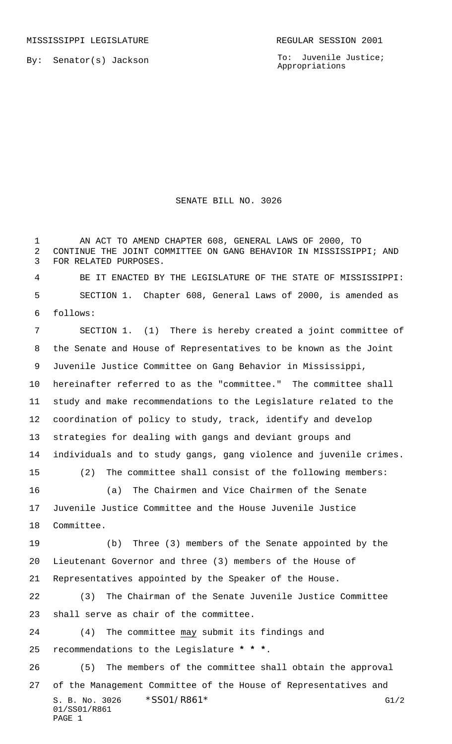MISSISSIPPI LEGISLATURE REGULAR SESSION 2001

By: Senator(s) Jackson

To: Juvenile Justice; Appropriations

# SENATE BILL NO. 3026

AN ACT TO AMEND CHAPTER 608, GENERAL LAWS OF 2000, TO CONTINUE THE JOINT COMMITTEE ON GANG BEHAVIOR IN MISSISSIPPI; AND FOR RELATED PURPOSES.

BE IT ENACTED BY THE LEGISLATURE OF THE STATE OF MISSISSIPPI:

SECTION 1. Chapter 608, General Laws of 2000, is amended as follows:

SECTION 1. (1) There is hereby created a joint committee of the Senate and House of Representatives to be known as the Joint Juvenile Justice Committee on Gang Behavior in Mississippi, hereinafter referred to as the "committee." The committee shall study and make recommendations to the Legislature related to the coordination of policy to study, track, identify and develop strategies for dealing with gangs and deviant groups and individuals and to study gangs, gang violence and juvenile crimes.

(2) The committee shall consist of the following members:

(a) The Chairmen and Vice Chairmen of the Senate Juvenile Justice Committee and the House Juvenile Justice Committee.

(b) Three (3) members of the Senate appointed by the Lieutenant Governor and three (3) members of the House of Representatives appointed by the Speaker of the House.

(3) The Chairman of the Senate Juvenile Justice Committee shall serve as chair of the committee.

(4) The committee <u>may</u> submit its findings and recommendations to the Legislature **\* \* \***.

(5) The members of the committee shall obtain the approval of the Management Committee of the House of Representatives and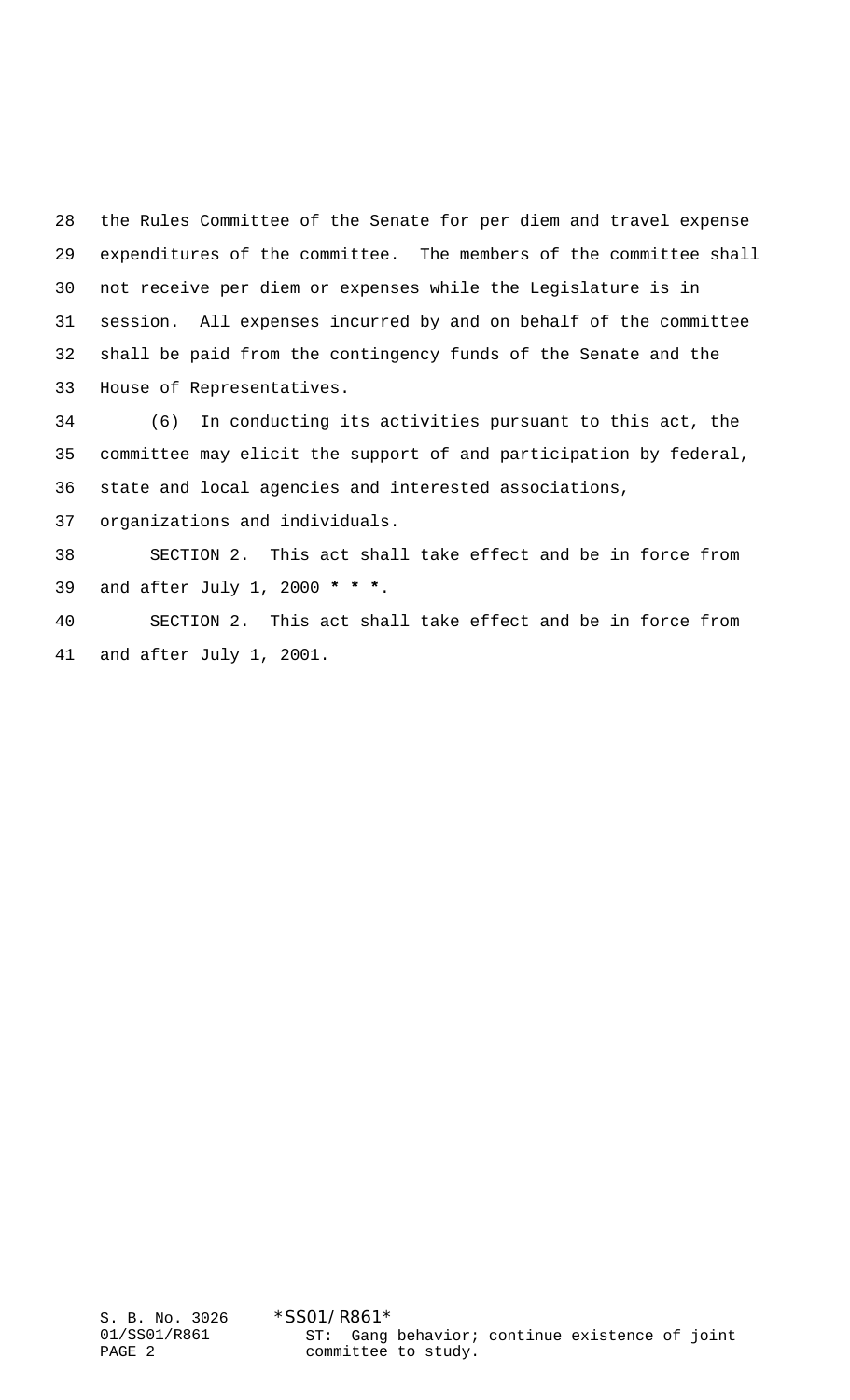the Rules Committee of the Senate for per diem and travel expense expenditures of the committee. The members of the committee shall not receive per diem or expenses while the Legislature is in session. All expenses incurred by and on behalf of the committee shall be paid from the contingency funds of the Senate and the House of Representatives.

(6) In conducting its activities pursuant to this act, the committee may elicit the support of and participation by federal, state and local agencies and interested associations, organizations and individuals.

SECTION 2. This act shall take effect and be in force from and after July 1, 2000 **\* \* \***.

SECTION 2. This act shall take effect and be in force from and after July 1, 2001.